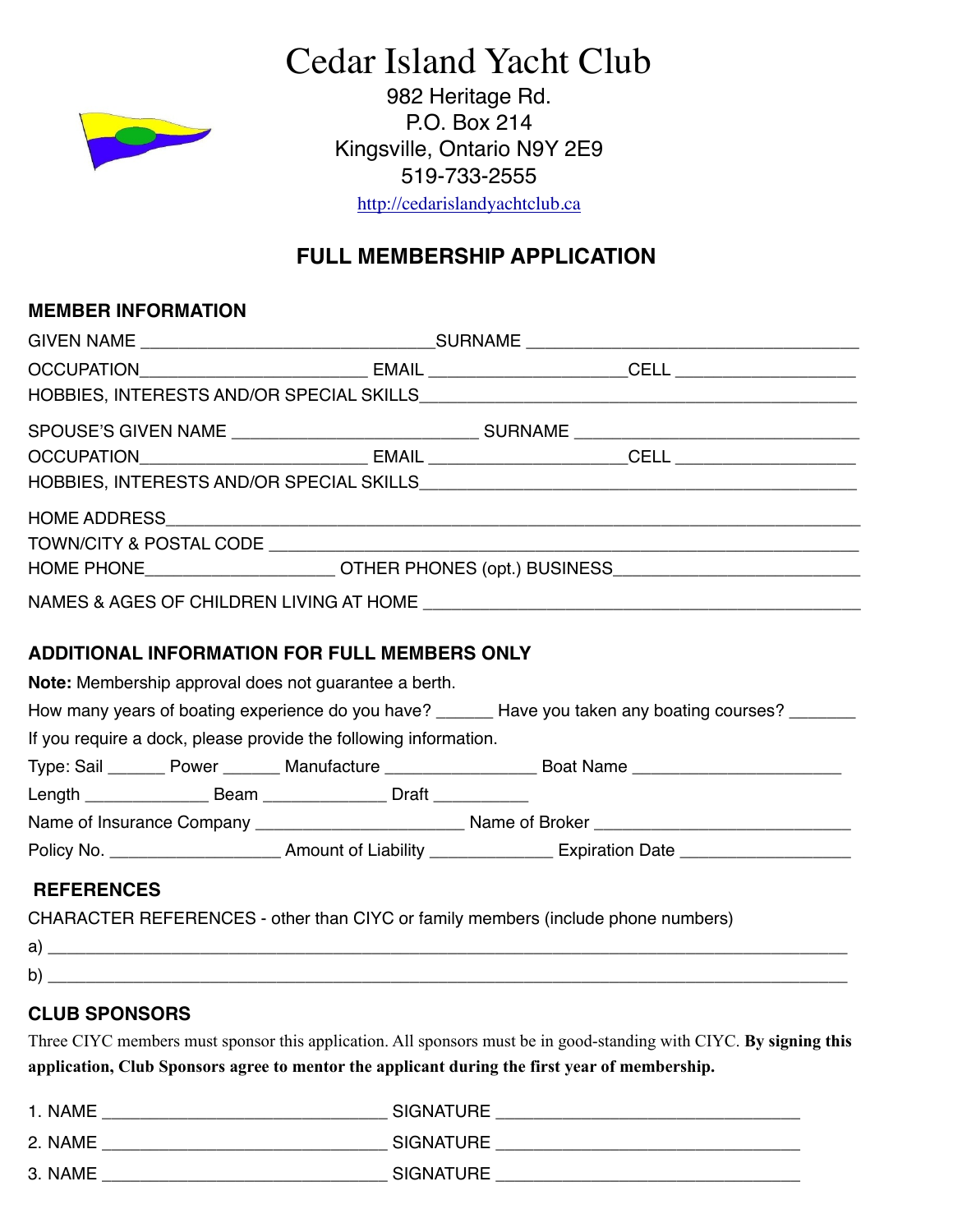# Cedar Island Yacht Club

982 Heritage Rd.
P.O. Box 214
Kingsville, Ontario N9Y 2E9
519-733-2555
http://cedarislandyachtclub.ca

## FULL MEMBERSHIP APPLICATION

### MEMBER INFORMATION

GIVEN NAME ________________________________ SURNAME ____________________________________

OCCUPATION _________________________ EMAIL _____________________ CELL ____________________

HOBBIES, INTERESTS AND/OR SPECIAL SKILLS ________________________________________________

SPOUSE'S GIVEN NAME ___________________________ SURNAME _______________________________

OCCUPATION _________________________ EMAIL _____________________ CELL ____________________

HOBBIES, INTERESTS AND/OR SPECIAL SKILLS ________________________________________________

HOME ADDRESS _____________________________________________________________________

TOWN/CITY & POSTAL CODE _________________________________________________________

HOME PHONE ____________________ OTHER PHONES (opt.) BUSINESS __________________________

NAMES & AGES OF CHILDREN LIVING AT HOME _______________________________________________

### ADDITIONAL INFORMATION FOR FULL MEMBERS ONLY

**Note:** Membership approval does not guarantee a berth.

How many years of boating experience do you have? ______ Have you taken any boating courses? _______

If you require a dock, please provide the following information.

Type: Sail ______ Power ______ Manufacture ________________ Boat Name ______________________

Length _____________ Beam _____________ Draft __________

Name of Insurance Company ______________________ Name of Broker ___________________________

Policy No. __________________ Amount of Liability _____________ Expiration Date __________________

### REFERENCES

CHARACTER REFERENCES - other than CIYC or family members (include phone numbers)

a) ____________________________________________________________________________________

b) ____________________________________________________________________________________

### CLUB SPONSORS

Three CIYC members must sponsor this application. All sponsors must be in good-standing with CIYC. **By signing this application, Club Sponsors agree to mentor the applicant during the first year of membership.**

1. NAME _______________________________ SIGNATURE _________________________________

2. NAME _______________________________ SIGNATURE _________________________________

3. NAME _______________________________ SIGNATURE _________________________________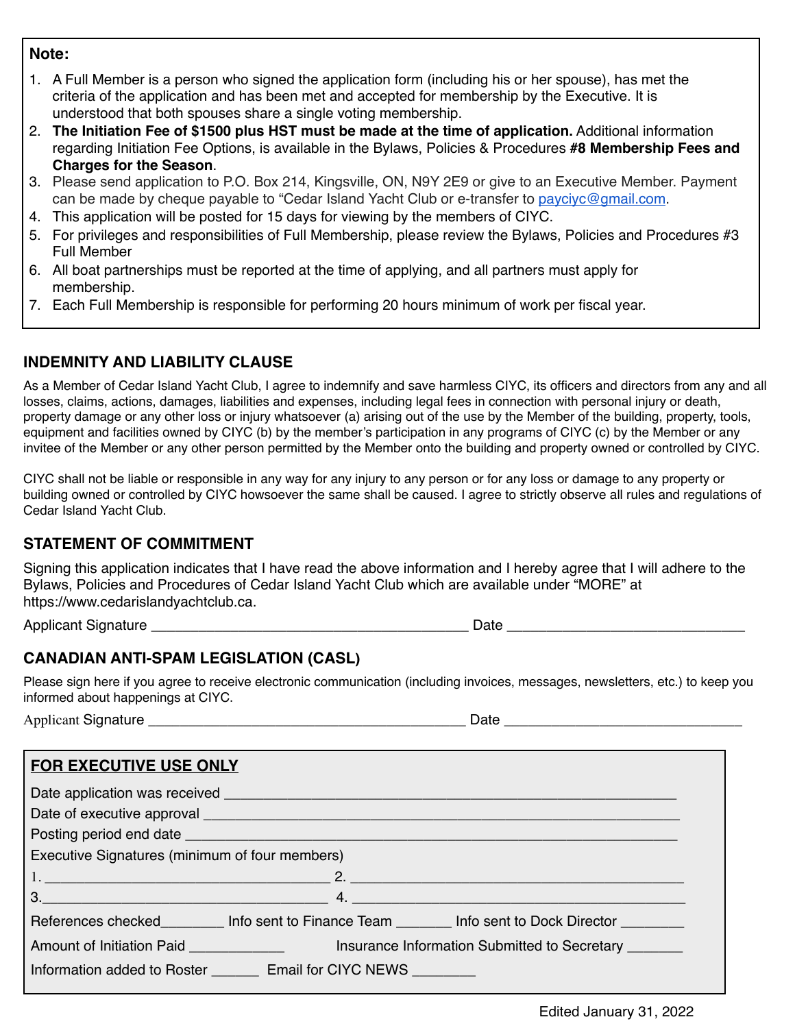**Note:**

1. A Full Member is a person who signed the application form (including his or her spouse), has met the criteria of the application and has been met and accepted for membership by the Executive. It is understood that both spouses share a single voting membership.
2. **The Initiation Fee of $1500 plus HST must be made at the time of application.** Additional information regarding Initiation Fee Options, is available in the Bylaws, Policies & Procedures **#8 Membership Fees and Charges for the Season**.
3. Please send application to P.O. Box 214, Kingsville, ON, N9Y 2E9 or give to an Executive Member. Payment can be made by cheque payable to "Cedar Island Yacht Club or e-transfer to payciyc@gmail.com.
4. This application will be posted for 15 days for viewing by the members of CIYC.
5. For privileges and responsibilities of Full Membership, please review the Bylaws, Policies and Procedures #3 Full Member
6. All boat partnerships must be reported at the time of applying, and all partners must apply for membership.
7. Each Full Membership is responsible for performing 20 hours minimum of work per fiscal year.

## INDEMNITY AND LIABILITY CLAUSE

As a Member of Cedar Island Yacht Club, I agree to indemnify and save harmless CIYC, its officers and directors from any and all losses, claims, actions, damages, liabilities and expenses, including legal fees in connection with personal injury or death, property damage or any other loss or injury whatsoever (a) arising out of the use by the Member of the building, property, tools, equipment and facilities owned by CIYC (b) by the member's participation in any programs of CIYC (c) by the Member or any invitee of the Member or any other person permitted by the Member onto the building and property owned or controlled by CIYC.

CIYC shall not be liable or responsible in any way for any injury to any person or for any loss or damage to any property or building owned or controlled by CIYC howsoever the same shall be caused. I agree to strictly observe all rules and regulations of Cedar Island Yacht Club.

## STATEMENT OF COMMITMENT

Signing this application indicates that I have read the above information and I hereby agree that I will adhere to the Bylaws, Policies and Procedures of Cedar Island Yacht Club which are available under "MORE" at https://www.cedarislandyachtclub.ca.

Applicant Signature ________________________________________ Date ______________________________

## CANADIAN ANTI-SPAM LEGISLATION (CASL)

Please sign here if you agree to receive electronic communication (including invoices, messages, newsletters, etc.) to keep you informed about happenings at CIYC.

Applicant Signature ________________________________________ Date ______________________________

## FOR EXECUTIVE USE ONLY

Date application was received ________________________________________________________

Date of executive approval __________________________________________________________

Posting period end date _____________________________________________________________

Executive Signatures (minimum of four members)

1. ____________________________________ 2. ____________________________________________

3. ____________________________________ 4. ____________________________________________

References checked________ Info sent to Finance Team _______ Info sent to Dock Director ________

Amount of Initiation Paid ____________ Insurance Information Submitted to Secretary _______

Information added to Roster ______ Email for CIYC NEWS ________

Edited January 31, 2022